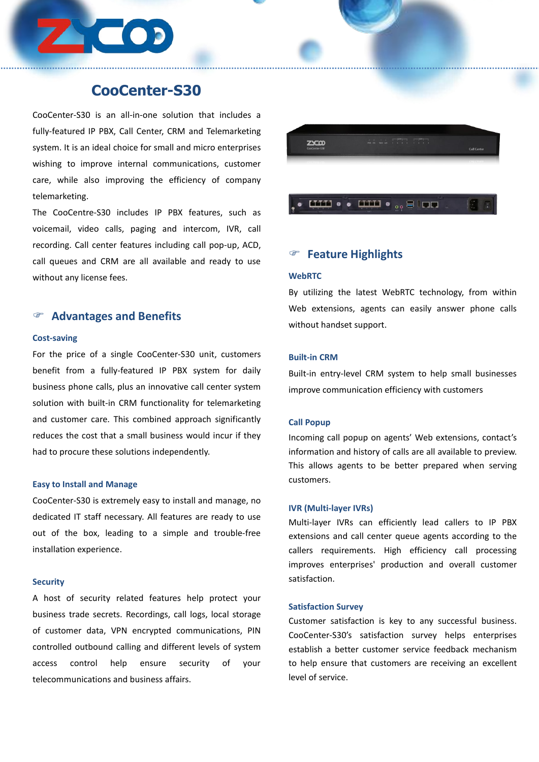# CooCenter-S30

CooCenter-S30 is an all-in-one solution that includes a fully-featured IP PBX, Call Center, CRM and Telemarketing system. It is an ideal choice for small and micro enterprises wishing to improve internal communications, customer care, while also improving the efficiency of company telemarketing.

The CooCentre-S30 includes IP PBX features, such as voicemail, video calls, paging and intercom, IVR, call recording. Call center features including call pop-up, ACD, call queues and CRM are all available and ready to use without any license fees.

## Advantages and Benefits

### Cost-saving

For the price of a single CooCenter-S30 unit, customers benefit from a fully-featured IP PBX system for daily business phone calls, plus an innovative call center system solution with built-in CRM functionality for telemarketing and customer care. This combined approach significantly reduces the cost that a small business would incur if they had to procure these solutions independently.

### Easy to Install and Manage

CooCenter-S30 is extremely easy to install and manage, no dedicated IT staff necessary. All features are ready to use out of the box, leading to a simple and trouble-free installation experience.

### Security

A host of security related features help protect your business trade secrets. Recordings, call logs, local storage of customer data, VPN encrypted communications, PIN controlled outbound calling and different levels of system access control help ensure security of your telecommunications and business affairs.

## Feature Highlights

### WebRTC

By utilizing the latest WebRTC technology, from within Web extensions, agents can easily answer phone calls without handset support.

### Built-in CRM

Built-in entry-level CRM system to help small businesses improve communication efficiency with customers

### Call Popup

Incoming call popup on agents' Web extensions, contact's information and history of calls are all available to preview. This allows agents to be better prepared when serving customers.

### IVR (Multi-layer IVRs)

Multi-layer IVRs can efficiently lead callers to IP PBX extensions and call center queue agents according to the callers requirements. High efficiency call processing improves enterprises' production and overall customer satisfaction.

### Satisfaction Survey

Customer satisfaction is key to any successful business. CooCenter-S30's satisfaction survey helps enterprises establish a better customer service feedback mechanism to help ensure that customers are receiving an excellent level of service.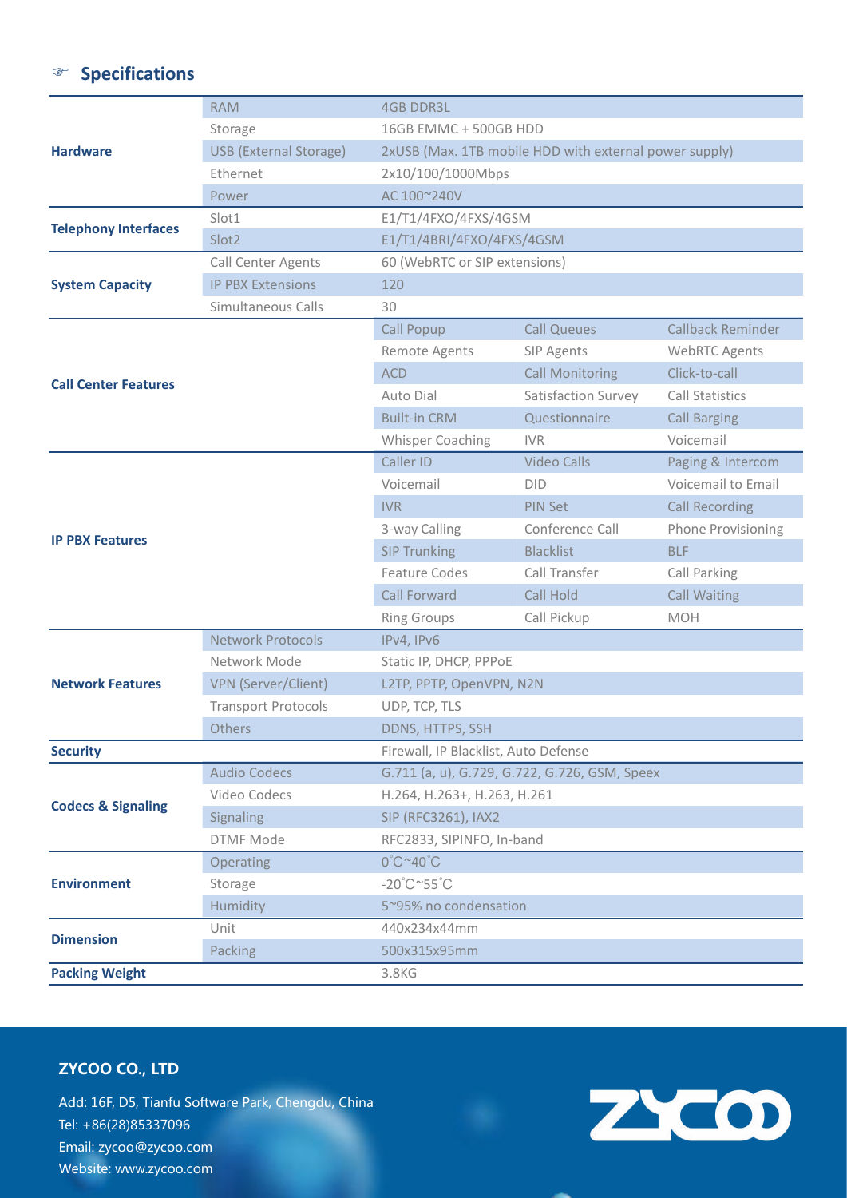## ☞ Specifications

| | | | | |
|---|---|---|---|---|
| **Hardware** | RAM | 4GB DDR3L | | |
| | Storage | 16GB EMMC + 500GB HDD | | |
| | USB (External Storage) | 2xUSB (Max. 1TB mobile HDD with external power supply) | | |
| | Ethernet | 2x10/100/1000Mbps | | |
| | Power | AC 100~240V | | |
| **Telephony Interfaces** | Slot1 | E1/T1/4FXO/4FXS/4GSM | | |
| | Slot2 | E1/T1/4BRI/4FXO/4FXS/4GSM | | |
| **System Capacity** | Call Center Agents | 60 (WebRTC or SIP extensions) | | |
| | IP PBX Extensions | 120 | | |
| | Simultaneous Calls | 30 | | |
| **Call Center Features** | | Call Popup | Call Queues | Callback Reminder |
| | | Remote Agents | SIP Agents | WebRTC Agents |
| | | ACD | Call Monitoring | Click-to-call |
| | | Auto Dial | Satisfaction Survey | Call Statistics |
| | | Built-in CRM | Questionnaire | Call Barging |
| | | Whisper Coaching | IVR | Voicemail |
| **IP PBX Features** | | Caller ID | Video Calls | Paging & Intercom |
| | | Voicemail | DID | Voicemail to Email |
| | | IVR | PIN Set | Call Recording |
| | | 3-way Calling | Conference Call | Phone Provisioning |
| | | SIP Trunking | Blacklist | BLF |
| | | Feature Codes | Call Transfer | Call Parking |
| | | Call Forward | Call Hold | Call Waiting |
| | | Ring Groups | Call Pickup | MOH |
| **Network Features** | Network Protocols | IPv4, IPv6 | | |
| | Network Mode | Static IP, DHCP, PPPoE | | |
| | VPN (Server/Client) | L2TP, PPTP, OpenVPN, N2N | | |
| | Transport Protocols | UDP, TCP, TLS | | |
| | Others | DDNS, HTTPS, SSH | | |
| **Security** | | Firewall, IP Blacklist, Auto Defense | | |
| **Codecs & Signaling** | Audio Codecs | G.711 (a, u), G.729, G.722, G.726, GSM, Speex | | |
| | Video Codecs | H.264, H.263+, H.263, H.261 | | |
| | Signaling | SIP (RFC3261), IAX2 | | |
| | DTMF Mode | RFC2833, SIPINFO, In-band | | |
| **Environment** | Operating | 0°C~40°C | | |
| | Storage | -20°C~55°C | | |
| | Humidity | 5~95% no condensation | | |
| **Dimension** | Unit | 440x234x44mm | | |
| | Packing | 500x315x95mm | | |
| **Packing Weight** | | 3.8KG | | |

**ZYCOO CO., LTD**

Add: 16F, D5, Tianfu Software Park, Chengdu, China
Tel: +86(28)85337096
Email: zycoo@zycoo.com
Website: www.zycoo.com

ZYCOO